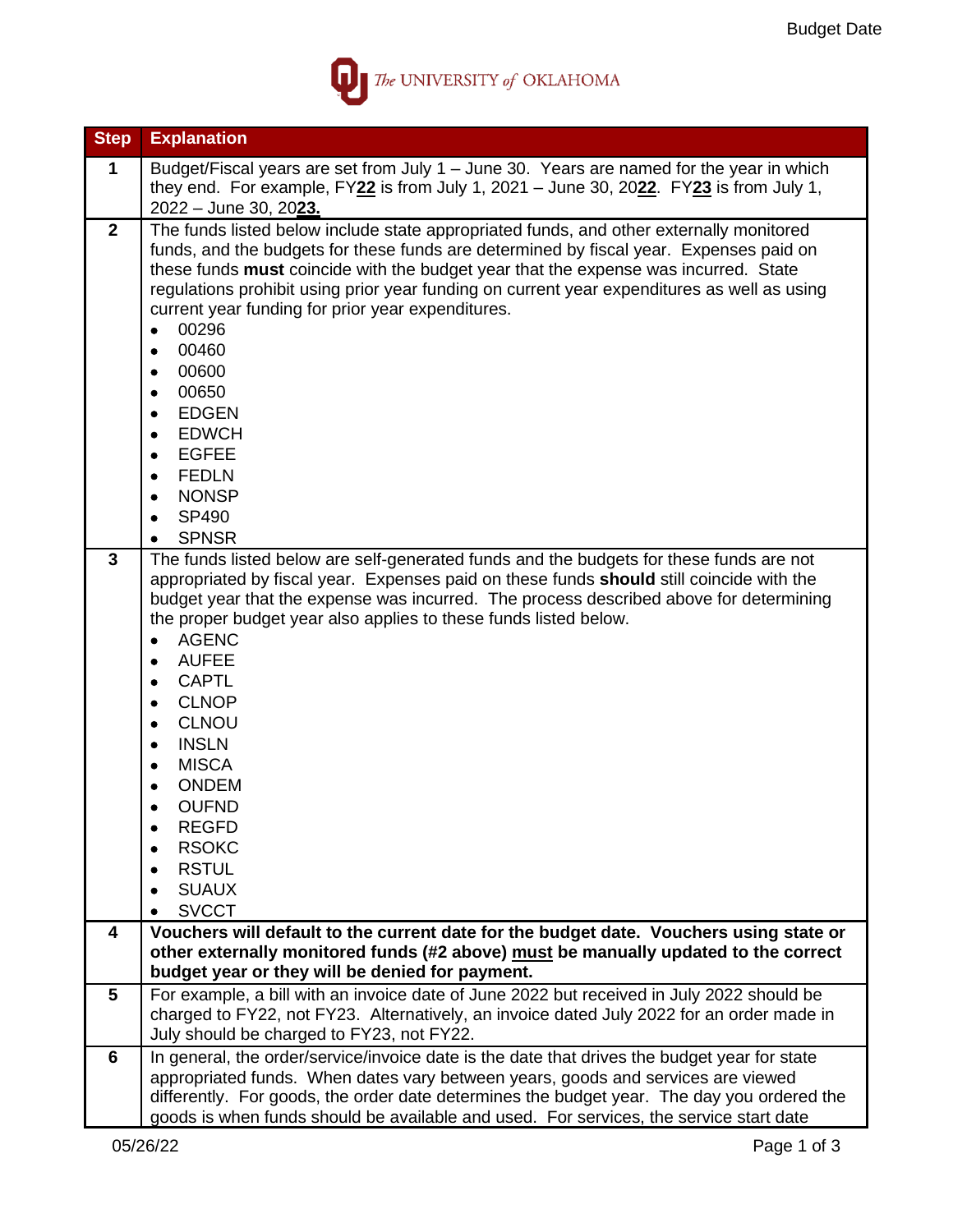# Budget Date

The UNIVERSITY of OKLAHOMA

| Step | Explanation |
|---|---|
| 1 | Budget/Fiscal years are set from July 1 – June 30. Years are named for the year in which they end. For example, FY**22** is from July 1, 2021 – June 30, 20**22**. FY**23** is from July 1, 2022 – June 30, 20**23.** |
| 2 | The funds listed below include state appropriated funds, and other externally monitored funds, and the budgets for these funds are determined by fiscal year. Expenses paid on these funds **must** coincide with the budget year that the expense was incurred. State regulations prohibit using prior year funding on current year expenditures as well as using current year funding for prior year expenditures.<br>• 00296<br>• 00460<br>• 00600<br>• 00650<br>• EDGEN<br>• EDWCH<br>• EGFEE<br>• FEDLN<br>• NONSP<br>• SP490<br>• SPNSR |
| 3 | The funds listed below are self-generated funds and the budgets for these funds are not appropriated by fiscal year. Expenses paid on these funds **should** still coincide with the budget year that the expense was incurred. The process described above for determining the proper budget year also applies to these funds listed below.<br>• AGENC<br>• AUFEE<br>• CAPTL<br>• CLNOP<br>• CLNOU<br>• INSLN<br>• MISCA<br>• ONDEM<br>• OUFND<br>• REGFD<br>• RSOKC<br>• RSTUL<br>• SUAUX<br>• SVCCT |
| 4 | **Vouchers will default to the current date for the budget date. Vouchers using state or other externally monitored funds (#2 above) must be manually updated to the correct budget year or they will be denied for payment.** |
| 5 | For example, a bill with an invoice date of June 2022 but received in July 2022 should be charged to FY22, not FY23. Alternatively, an invoice dated July 2022 for an order made in July should be charged to FY23, not FY22. |
| 6 | In general, the order/service/invoice date is the date that drives the budget year for state appropriated funds. When dates vary between years, goods and services are viewed differently. For goods, the order date determines the budget year. The day you ordered the goods is when funds should be available and used. For services, the service start date |

05/26/22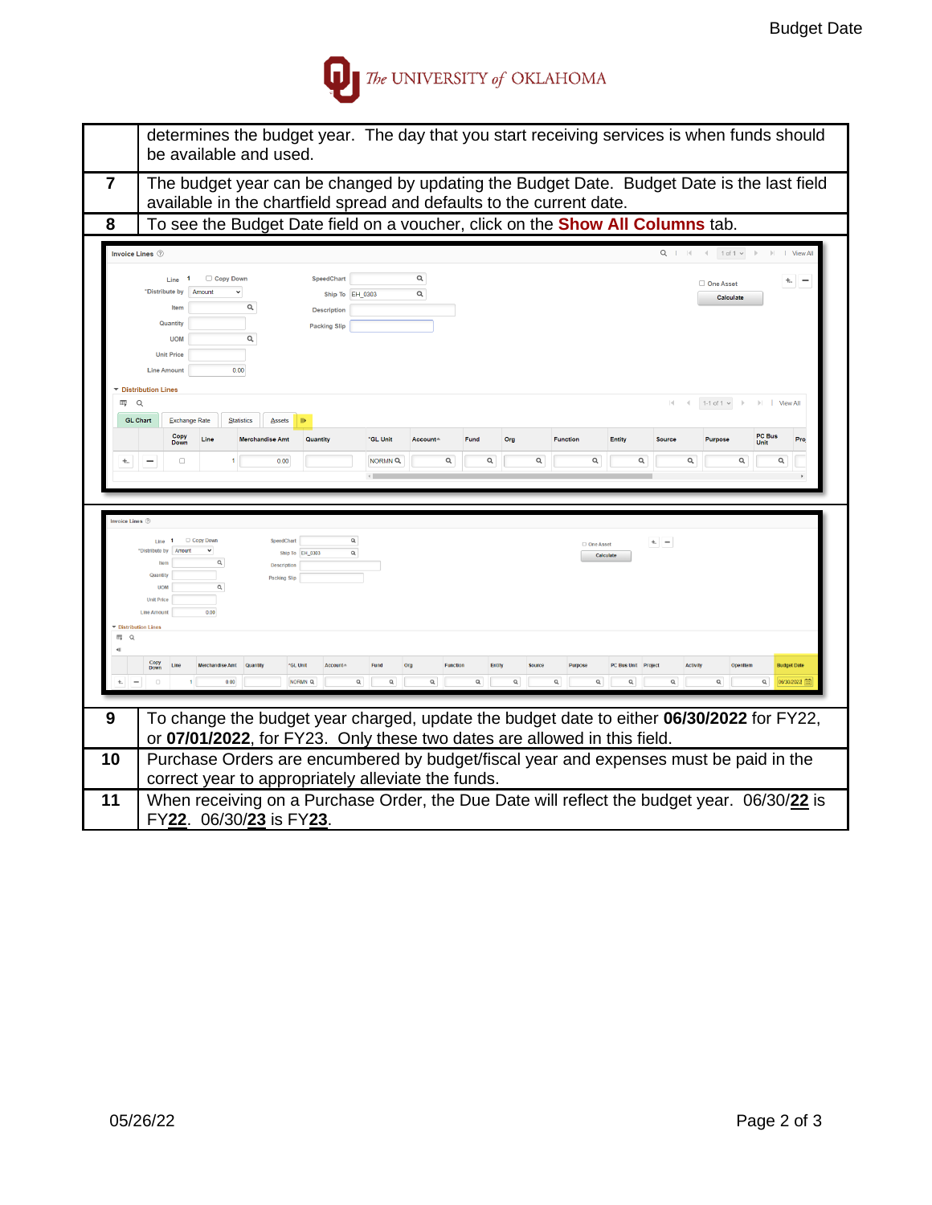| | |
|---|---|
| | determines the budget year. The day that you start receiving services is when funds should be available and used. |
| 7 | The budget year can be changed by updating the Budget Date. Budget Date is the last field available in the chartfield spread and defaults to the current date. |
| 8 | To see the Budget Date field on a voucher, click on the **Show All Columns** tab. |
| 9 | To change the budget year charged, update the budget date to either **06/30/2022** for FY22, or **07/01/2022**, for FY23. Only these two dates are allowed in this field. |
| 10 | Purchase Orders are encumbered by budget/fiscal year and expenses must be paid in the correct year to appropriately alleviate the funds. |
| 11 | When receiving on a Purchase Order, the Due Date will reflect the budget year. 06/30/**22** is FY**22**. 06/30/**23** is FY**23**. |

05/26/22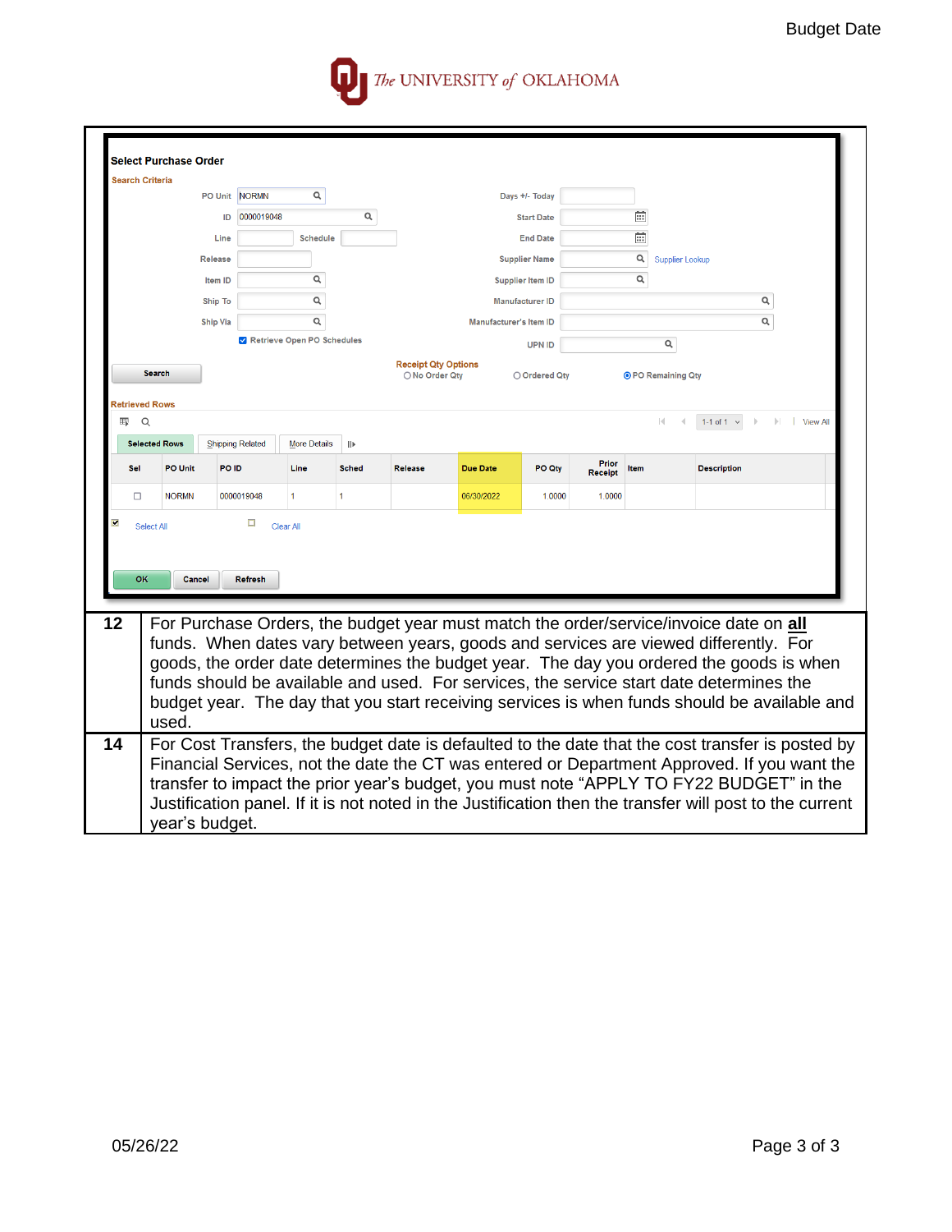**Select Purchase Order**

**Search Criteria**

PO Unit NORMN
ID 0000019048
Line | Schedule
Release
Item ID
Ship To
Ship Via
☑ Retrieve Open PO Schedules

Days +/- Today
Start Date
End Date
Supplier Name — Supplier Lookup
Supplier Item ID
Manufacturer ID
Manufacturer's Item ID
UPN ID

Search

**Receipt Qty Options**
○ No Order Qty ○ Ordered Qty ◉ PO Remaining Qty

**Retrieved Rows**

1-1 of 1 | View All

Selected Rows | Shipping Related | More Details

| Sel | PO Unit | PO ID | Line | Sched | Release | Due Date | PO Qty | Prior Receipt | Item | Description |
|---|---|---|---|---|---|---|---|---|---|---|
| ☐ | NORMN | 0000019048 | 1 | 1 | | 06/30/2022 | 1.0000 | 1.0000 | | |

Select All | Clear All

OK | Cancel | Refresh

| | |
|---|---|
| **12** | For Purchase Orders, the budget year must match the order/service/invoice date on **all** funds. When dates vary between years, goods and services are viewed differently. For goods, the order date determines the budget year. The day you ordered the goods is when funds should be available and used. For services, the service start date determines the budget year. The day that you start receiving services is when funds should be available and used. |
| **14** | For Cost Transfers, the budget date is defaulted to the date that the cost transfer is posted by Financial Services, not the date the CT was entered or Department Approved. If you want the transfer to impact the prior year's budget, you must note "APPLY TO FY22 BUDGET" in the Justification panel. If it is not noted in the Justification then the transfer will post to the current year's budget. |

05/26/22